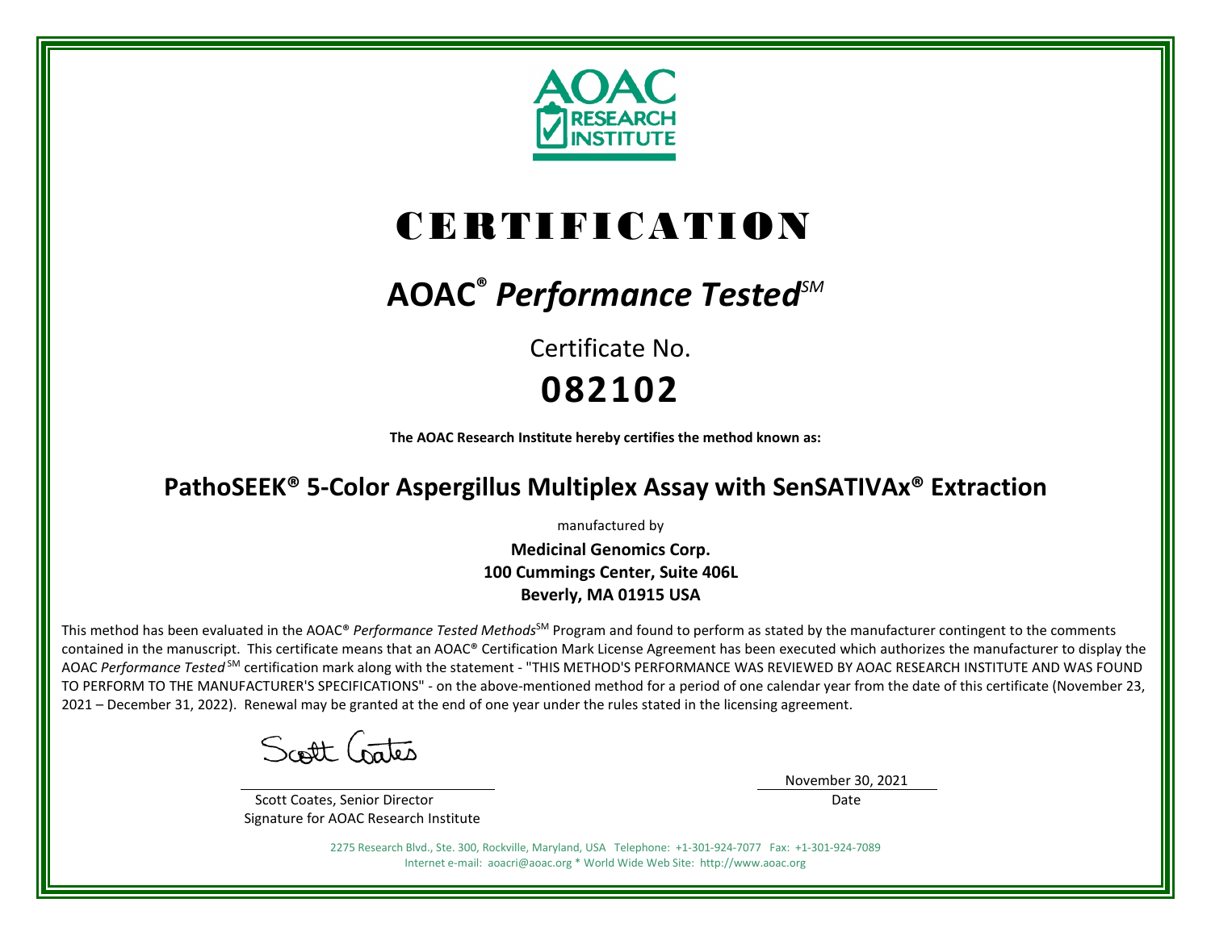AOAC RESEARCH INSTITUTE

# CERTIFICATION

## AOAC® *Performance Tested*SM

Certificate No.

**082102**

**The AOAC Research Institute hereby certifies the method known as:**

## PathoSEEK® 5-Color Aspergillus Multiplex Assay with SenSATIVAx® Extraction

manufactured by

**Medicinal Genomics Corp.**
**100 Cummings Center, Suite 406L**
**Beverly, MA 01915 USA**

This method has been evaluated in the AOAC® *Performance Tested Methods*SM Program and found to perform as stated by the manufacturer contingent to the comments contained in the manuscript. This certificate means that an AOAC® Certification Mark License Agreement has been executed which authorizes the manufacturer to display the AOAC *Performance Tested*SM certification mark along with the statement - "THIS METHOD'S PERFORMANCE WAS REVIEWED BY AOAC RESEARCH INSTITUTE AND WAS FOUND TO PERFORM TO THE MANUFACTURER'S SPECIFICATIONS" - on the above-mentioned method for a period of one calendar year from the date of this certificate (November 23, 2021 – December 31, 2022). Renewal may be granted at the end of one year under the rules stated in the licensing agreement.

Scott Coates

Scott Coates, Senior Director
Signature for AOAC Research Institute

November 30, 2021
Date

2275 Research Blvd., Ste. 300, Rockville, Maryland, USA Telephone: +1-301-924-7077 Fax: +1-301-924-7089
Internet e-mail: aoacri@aoac.org * World Wide Web Site: http://www.aoac.org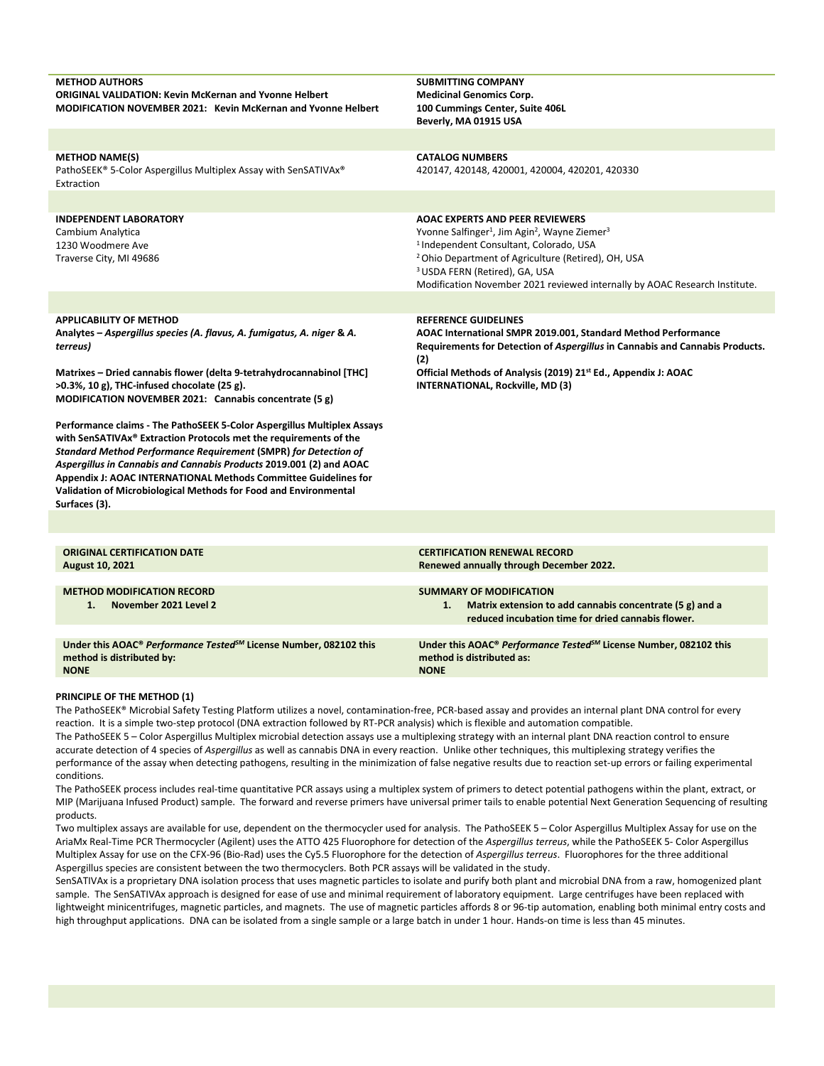**METHOD AUTHORS**
**ORIGINAL VALIDATION: Kevin McKernan and Yvonne Helbert**
**MODIFICATION NOVEMBER 2021: Kevin McKernan and Yvonne Helbert**

**SUBMITTING COMPANY**
**Medicinal Genomics Corp.**
**100 Cummings Center, Suite 406L**
**Beverly, MA 01915 USA**

**METHOD NAME(S)**
PathoSEEK® 5-Color Aspergillus Multiplex Assay with SenSATIVAx® Extraction

**CATALOG NUMBERS**
420147, 420148, 420001, 420004, 420201, 420330

**INDEPENDENT LABORATORY**
Cambium Analytica
1230 Woodmere Ave
Traverse City, MI 49686

**AOAC EXPERTS AND PEER REVIEWERS**
Yvonne Salfinger[1], Jim Agin[2], Wayne Ziemer[3]
[1] Independent Consultant, Colorado, USA
[2] Ohio Department of Agriculture (Retired), OH, USA
[3] USDA FERN (Retired), GA, USA
Modification November 2021 reviewed internally by AOAC Research Institute.

**APPLICABILITY OF METHOD**
**Analytes – *Aspergillus species (A. flavus, A. fumigatus, A. niger* & *A. terreus)***

**Matrixes – Dried cannabis flower (delta 9-tetrahydrocannabinol [THC] >0.3%, 10 g), THC-infused chocolate (25 g).**
**MODIFICATION NOVEMBER 2021: Cannabis concentrate (5 g)**

**Performance claims - The PathoSEEK 5-Color Aspergillus Multiplex Assays with SenSATIVAx® Extraction Protocols met the requirements of the *Standard Method Performance Requirement* (SMPR) *for Detection of Aspergillus in Cannabis and Cannabis Products* 2019.001 (2) and AOAC Appendix J: AOAC INTERNATIONAL Methods Committee Guidelines for Validation of Microbiological Methods for Food and Environmental Surfaces (3).**

**REFERENCE GUIDELINES**
**AOAC International SMPR 2019.001, Standard Method Performance Requirements for Detection of *Aspergillus* in Cannabis and Cannabis Products. (2)**
**Official Methods of Analysis (2019) 21st Ed., Appendix J: AOAC INTERNATIONAL, Rockville, MD (3)**

**ORIGINAL CERTIFICATION DATE**
**August 10, 2021**

**CERTIFICATION RENEWAL RECORD**
**Renewed annually through December 2022.**

**METHOD MODIFICATION RECORD**
1. **November 2021 Level 2**

**SUMMARY OF MODIFICATION**
1. **Matrix extension to add cannabis concentrate (5 g) and a reduced incubation time for dried cannabis flower.**

**Under this AOAC® *Performance Tested*SM License Number, 082102 this method is distributed by:**
**NONE**

**Under this AOAC® *Performance Tested*SM License Number, 082102 this method is distributed as:**
**NONE**

**PRINCIPLE OF THE METHOD (1)**

The PathoSEEK® Microbial Safety Testing Platform utilizes a novel, contamination-free, PCR-based assay and provides an internal plant DNA control for every reaction. It is a simple two-step protocol (DNA extraction followed by RT-PCR analysis) which is flexible and automation compatible.

The PathoSEEK 5 – Color Aspergillus Multiplex microbial detection assays use a multiplexing strategy with an internal plant DNA reaction control to ensure accurate detection of 4 species of *Aspergillus* as well as cannabis DNA in every reaction. Unlike other techniques, this multiplexing strategy verifies the performance of the assay when detecting pathogens, resulting in the minimization of false negative results due to reaction set-up errors or failing experimental conditions.

The PathoSEEK process includes real-time quantitative PCR assays using a multiplex system of primers to detect potential pathogens within the plant, extract, or MIP (Marijuana Infused Product) sample. The forward and reverse primers have universal primer tails to enable potential Next Generation Sequencing of resulting products.

Two multiplex assays are available for use, dependent on the thermocycler used for analysis. The PathoSEEK 5 – Color Aspergillus Multiplex Assay for use on the AriaMx Real-Time PCR Thermocycler (Agilent) uses the ATTO 425 Fluorophore for detection of the *Aspergillus terreus*, while the PathoSEEK 5- Color Aspergillus Multiplex Assay for use on the CFX-96 (Bio-Rad) uses the Cy5.5 Fluorophore for the detection of *Aspergillus terreus*. Fluorophores for the three additional Aspergillus species are consistent between the two thermocyclers. Both PCR assays will be validated in the study.

SenSATIVAx is a proprietary DNA isolation process that uses magnetic particles to isolate and purify both plant and microbial DNA from a raw, homogenized plant sample. The SenSATIVAx approach is designed for ease of use and minimal requirement of laboratory equipment. Large centrifuges have been replaced with lightweight minicentrifuges, magnetic particles, and magnets. The use of magnetic particles affords 8 or 96-tip automation, enabling both minimal entry costs and high throughput applications. DNA can be isolated from a single sample or a large batch in under 1 hour. Hands-on time is less than 45 minutes.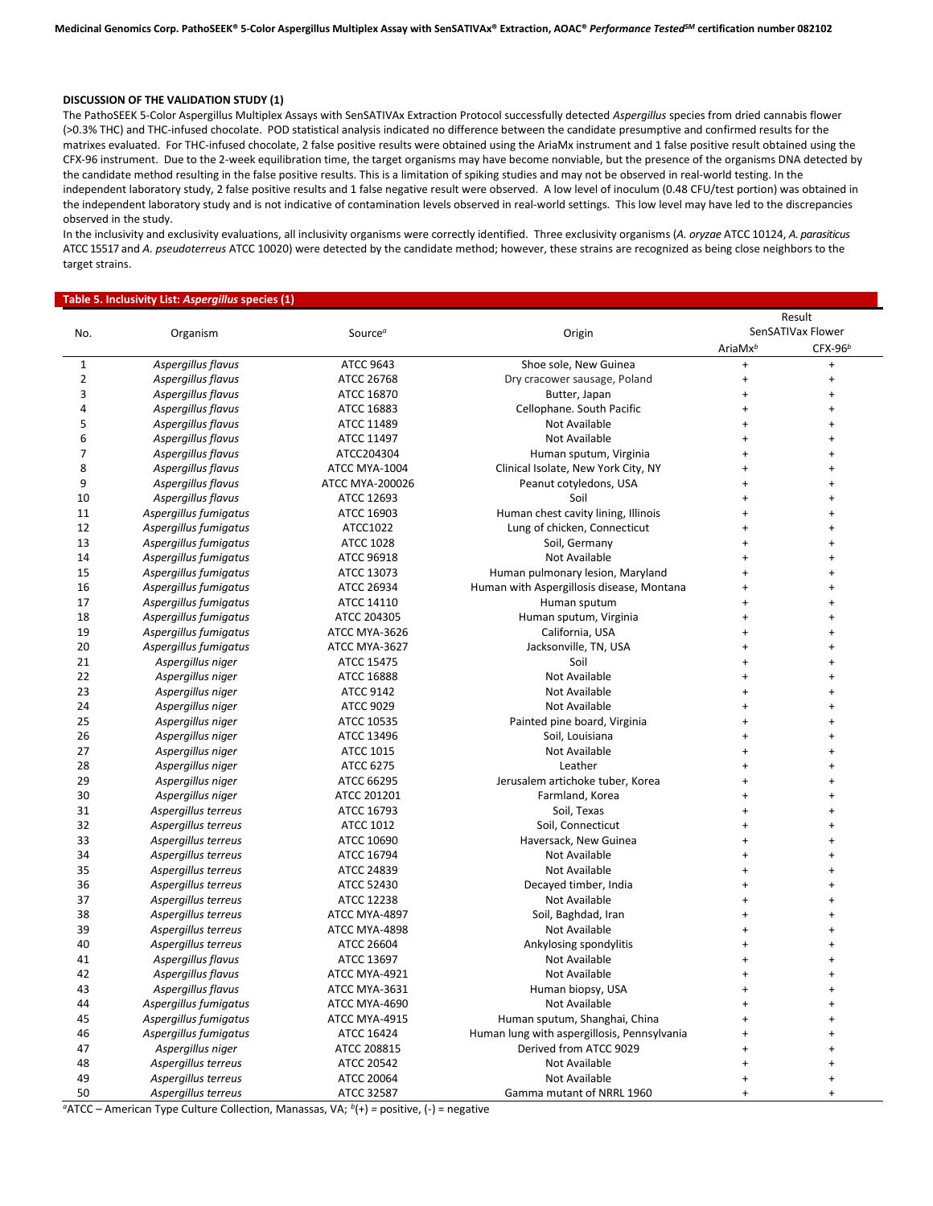### DISCUSSION OF THE VALIDATION STUDY (1)

The PathoSEEK 5-Color Aspergillus Multiplex Assays with SenSATIVAx Extraction Protocol successfully detected *Aspergillus* species from dried cannabis flower (>0.3% THC) and THC-infused chocolate. POD statistical analysis indicated no difference between the candidate presumptive and confirmed results for the matrixes evaluated. For THC-infused chocolate, 2 false positive results were obtained using the AriaMx instrument and 1 false positive result obtained using the CFX-96 instrument. Due to the 2-week equilibration time, the target organisms may have become nonviable, but the presence of the organisms DNA detected by the candidate method resulting in the false positive results. This is a limitation of spiking studies and may not be observed in real-world testing. In the independent laboratory study, 2 false positive results and 1 false negative result were observed. A low level of inoculum (0.48 CFU/test portion) was obtained in the independent laboratory study and is not indicative of contamination levels observed in real-world settings. This low level may have led to the discrepancies observed in the study.

In the inclusivity and exclusivity evaluations, all inclusivity organisms were correctly identified. Three exclusivity organisms (*A. oryzae* ATCC 10124, *A. parasiticus* ATCC 15517 and *A. pseudoterreus* ATCC 10020) were detected by the candidate method; however, these strains are recognized as being close neighbors to the target strains.

**Table 5. Inclusivity List: *Aspergillus* species (1)**

| No. | Organism | Source[a] | Origin | Result SenSATIVax Flower | |
|---|---|---|---|---|---|
| | | | | AriaMx[b] | CFX-96[b] |
| 1 | *Aspergillus flavus* | ATCC 9643 | Shoe sole, New Guinea | + | + |
| 2 | *Aspergillus flavus* | ATCC 26768 | Dry cracower sausage, Poland | + | + |
| 3 | *Aspergillus flavus* | ATCC 16870 | Butter, Japan | + | + |
| 4 | *Aspergillus flavus* | ATCC 16883 | Cellophane. South Pacific | + | + |
| 5 | *Aspergillus flavus* | ATCC 11489 | Not Available | + | + |
| 6 | *Aspergillus flavus* | ATCC 11497 | Not Available | + | + |
| 7 | *Aspergillus flavus* | ATCC204304 | Human sputum, Virginia | + | + |
| 8 | *Aspergillus flavus* | ATCC MYA-1004 | Clinical Isolate, New York City, NY | + | + |
| 9 | *Aspergillus flavus* | ATCC MYA-200026 | Peanut cotyledons, USA | + | + |
| 10 | *Aspergillus flavus* | ATCC 12693 | Soil | + | + |
| 11 | *Aspergillus fumigatus* | ATCC 16903 | Human chest cavity lining, Illinois | + | + |
| 12 | *Aspergillus fumigatus* | ATCC1022 | Lung of chicken, Connecticut | + | + |
| 13 | *Aspergillus fumigatus* | ATCC 1028 | Soil, Germany | + | + |
| 14 | *Aspergillus fumigatus* | ATCC 96918 | Not Available | + | + |
| 15 | *Aspergillus fumigatus* | ATCC 13073 | Human pulmonary lesion, Maryland | + | + |
| 16 | *Aspergillus fumigatus* | ATCC 26934 | Human with Aspergillosis disease, Montana | + | + |
| 17 | *Aspergillus fumigatus* | ATCC 14110 | Human sputum | + | + |
| 18 | *Aspergillus fumigatus* | ATCC 204305 | Human sputum, Virginia | + | + |
| 19 | *Aspergillus fumigatus* | ATCC MYA-3626 | California, USA | + | + |
| 20 | *Aspergillus fumigatus* | ATCC MYA-3627 | Jacksonville, TN, USA | + | + |
| 21 | *Aspergillus niger* | ATCC 15475 | Soil | + | + |
| 22 | *Aspergillus niger* | ATCC 16888 | Not Available | + | + |
| 23 | *Aspergillus niger* | ATCC 9142 | Not Available | + | + |
| 24 | *Aspergillus niger* | ATCC 9029 | Not Available | + | + |
| 25 | *Aspergillus niger* | ATCC 10535 | Painted pine board, Virginia | + | + |
| 26 | *Aspergillus niger* | ATCC 13496 | Soil, Louisiana | + | + |
| 27 | *Aspergillus niger* | ATCC 1015 | Not Available | + | + |
| 28 | *Aspergillus niger* | ATCC 6275 | Leather | + | + |
| 29 | *Aspergillus niger* | ATCC 66295 | Jerusalem artichoke tuber, Korea | + | + |
| 30 | *Aspergillus niger* | ATCC 201201 | Farmland, Korea | + | + |
| 31 | *Aspergillus terreus* | ATCC 16793 | Soil, Texas | + | + |
| 32 | *Aspergillus terreus* | ATCC 1012 | Soil, Connecticut | + | + |
| 33 | *Aspergillus terreus* | ATCC 10690 | Haversack, New Guinea | + | + |
| 34 | *Aspergillus terreus* | ATCC 16794 | Not Available | + | + |
| 35 | *Aspergillus terreus* | ATCC 24839 | Not Available | + | + |
| 36 | *Aspergillus terreus* | ATCC 52430 | Decayed timber, India | + | + |
| 37 | *Aspergillus terreus* | ATCC 12238 | Not Available | + | + |
| 38 | *Aspergillus terreus* | ATCC MYA-4897 | Soil, Baghdad, Iran | + | + |
| 39 | *Aspergillus terreus* | ATCC MYA-4898 | Not Available | + | + |
| 40 | *Aspergillus terreus* | ATCC 26604 | Ankylosing spondylitis | + | + |
| 41 | *Aspergillus flavus* | ATCC 13697 | Not Available | + | + |
| 42 | *Aspergillus flavus* | ATCC MYA-4921 | Not Available | + | + |
| 43 | *Aspergillus flavus* | ATCC MYA-3631 | Human biopsy, USA | + | + |
| 44 | *Aspergillus fumigatus* | ATCC MYA-4690 | Not Available | + | + |
| 45 | *Aspergillus fumigatus* | ATCC MYA-4915 | Human sputum, Shanghai, China | + | + |
| 46 | *Aspergillus fumigatus* | ATCC 16424 | Human lung with aspergillosis, Pennsylvania | + | + |
| 47 | *Aspergillus niger* | ATCC 208815 | Derived from ATCC 9029 | + | + |
| 48 | *Aspergillus terreus* | ATCC 20542 | Not Available | + | + |
| 49 | *Aspergillus terreus* | ATCC 20064 | Not Available | + | + |
| 50 | *Aspergillus terreus* | ATCC 32587 | Gamma mutant of NRRL 1960 | + | + |

[a]ATCC – American Type Culture Collection, Manassas, VA; [b](+) = positive, (-) = negative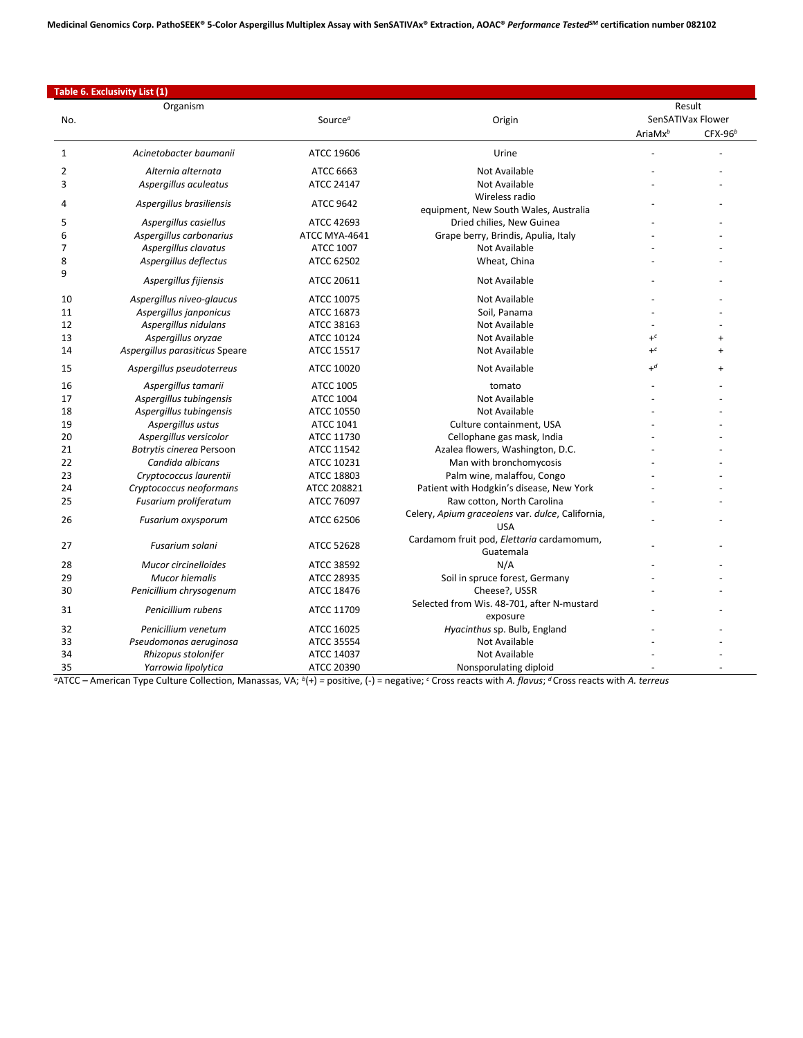**Table 6. Exclusivity List (1)**

| No. | Organism | Source[a] | Origin | Result SenSATIVax Flower AriaMx[b] | CFX-96[b] |
|---|---|---|---|---|---|
| 1 | *Acinetobacter baumanii* | ATCC 19606 | Urine | - | - |
| 2 | *Alternia alternata* | ATCC 6663 | Not Available | - | - |
| 3 | *Aspergillus aculeatus* | ATCC 24147 | Not Available | - | - |
| 4 | *Aspergillus brasiliensis* | ATCC 9642 | Wireless radio equipment, New South Wales, Australia | - | - |
| 5 | *Aspergillus casiellus* | ATCC 42693 | Dried chilies, New Guinea | - | - |
| 6 | *Aspergillus carbonarius* | ATCC MYA-4641 | Grape berry, Brindis, Apulia, Italy | - | - |
| 7 | *Aspergillus clavatus* | ATCC 1007 | Not Available | - | - |
| 8 | *Aspergillus deflectus* | ATCC 62502 | Wheat, China | - | - |
| 9 | *Aspergillus fijiensis* | ATCC 20611 | Not Available | - | - |
| 10 | *Aspergillus niveo-glaucus* | ATCC 10075 | Not Available | - | - |
| 11 | *Aspergillus janponicus* | ATCC 16873 | Soil, Panama | - | - |
| 12 | *Aspergillus nidulans* | ATCC 38163 | Not Available | - | - |
| 13 | *Aspergillus oryzae* | ATCC 10124 | Not Available | +[c] | + |
| 14 | *Aspergillus parasiticus* Speare | ATCC 15517 | Not Available | +[c] | + |
| 15 | *Aspergillus pseudoterreus* | ATCC 10020 | Not Available | +[d] | + |
| 16 | *Aspergillus tamarii* | ATCC 1005 | tomato | - | - |
| 17 | *Aspergillus tubingensis* | ATCC 1004 | Not Available | - | - |
| 18 | *Aspergillus tubingensis* | ATCC 10550 | Not Available | - | - |
| 19 | *Aspergillus ustus* | ATCC 1041 | Culture containment, USA | - | - |
| 20 | *Aspergillus versicolor* | ATCC 11730 | Cellophane gas mask, India | - | - |
| 21 | *Botrytis cinerea* Persoon | ATCC 11542 | Azalea flowers, Washington, D.C. | - | - |
| 22 | *Candida albicans* | ATCC 10231 | Man with bronchomycosis | - | - |
| 23 | *Cryptococcus laurentii* | ATCC 18803 | Palm wine, malaffou, Congo | - | - |
| 24 | *Cryptococcus neoformans* | ATCC 208821 | Patient with Hodgkin's disease, New York | - | - |
| 25 | *Fusarium proliferatum* | ATCC 76097 | Raw cotton, North Carolina | - | - |
| 26 | *Fusarium oxysporum* | ATCC 62506 | Celery, *Apium graceolens* var. *dulce*, California, USA | - | - |
| 27 | *Fusarium solani* | ATCC 52628 | Cardamom fruit pod, *Elettaria* cardamomum, Guatemala | - | - |
| 28 | *Mucor circinelloides* | ATCC 38592 | N/A | - | - |
| 29 | *Mucor hiemalis* | ATCC 28935 | Soil in spruce forest, Germany | - | - |
| 30 | *Penicillium chrysogenum* | ATCC 18476 | Cheese?, USSR | - | - |
| 31 | *Penicillium rubens* | ATCC 11709 | Selected from Wis. 48-701, after N-mustard exposure | - | - |
| 32 | *Penicillium venetum* | ATCC 16025 | *Hyacinthus* sp. Bulb, England | - | - |
| 33 | *Pseudomonas aeruginosa* | ATCC 35554 | Not Available | - | - |
| 34 | *Rhizopus stolonifer* | ATCC 14037 | Not Available | - | - |
| 35 | *Yarrowia lipolytica* | ATCC 20390 | Nonsporulating diploid | - | - |

[a]ATCC – American Type Culture Collection, Manassas, VA; [b](+) = positive, (-) = negative; [c] Cross reacts with *A. flavus*; [d] Cross reacts with *A. terreus*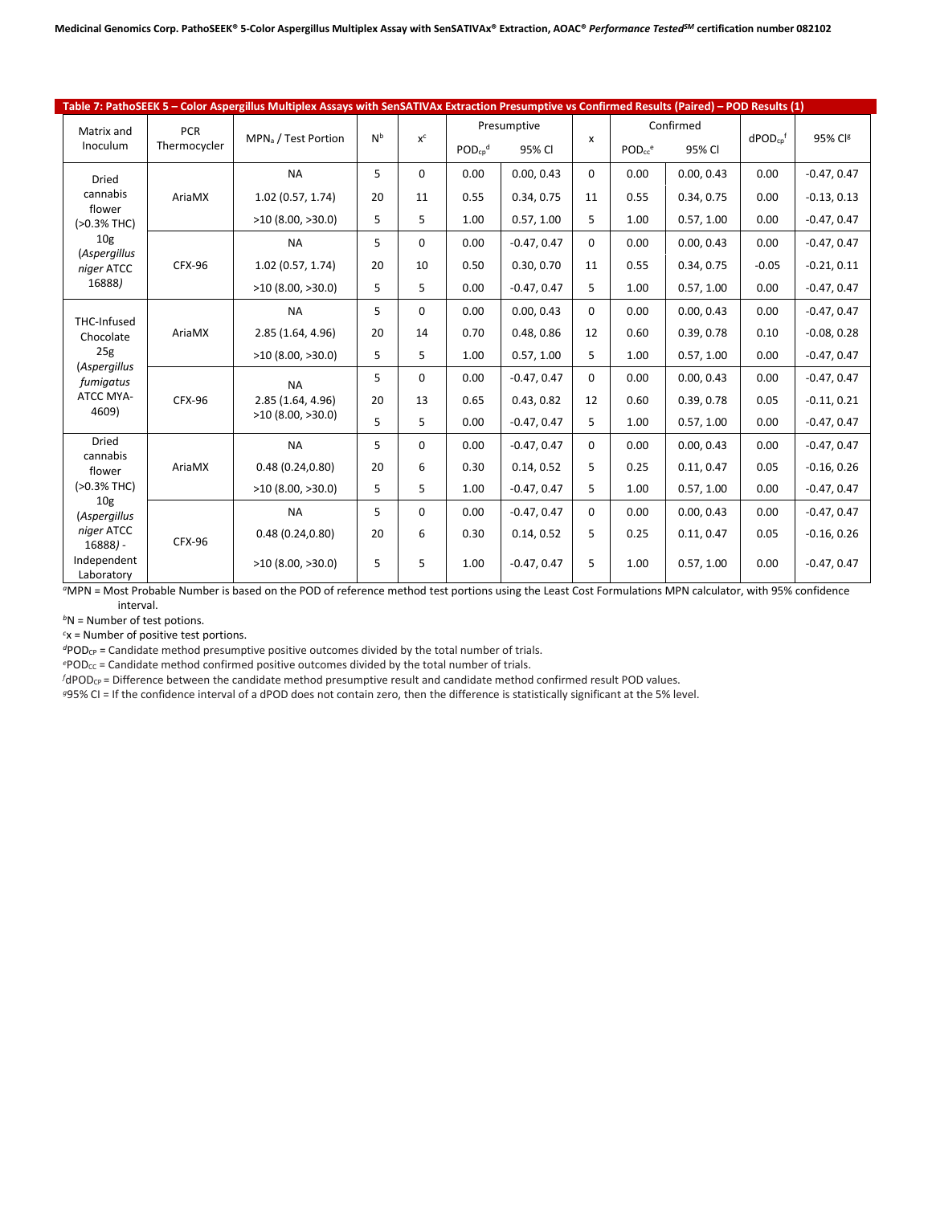**Table 7: PathoSEEK 5 – Color Aspergillus Multiplex Assays with SenSATIVAx Extraction Presumptive vs Confirmed Results (Paired) – POD Results (1)**

| Matrix and Inoculum | PCR Thermocycler | MPN[a] / Test Portion | N[b] | x[c] | Presumptive | | x | Confirmed | | $dPOD_{cp}$[f] | 95% CI[g] |
|---|---|---|---|---|---|---|---|---|---|---|---|
| | | | | | $POD_{cp}$[d] | 95% CI | | $POD_{cc}$[e] | 95% CI | | |
| Dried cannabis flower (>0.3% THC) 10g (*Aspergillus niger* ATCC 16888*)* | AriaMX | NA | 5 | 0 | 0.00 | 0.00, 0.43 | 0 | 0.00 | 0.00, 0.43 | 0.00 | -0.47, 0.47 |
| | | 1.02 (0.57, 1.74) | 20 | 11 | 0.55 | 0.34, 0.75 | 11 | 0.55 | 0.34, 0.75 | 0.00 | -0.13, 0.13 |
| | | >10 (8.00, >30.0) | 5 | 5 | 1.00 | 0.57, 1.00 | 5 | 1.00 | 0.57, 1.00 | 0.00 | -0.47, 0.47 |
| | CFX-96 | NA | 5 | 0 | 0.00 | -0.47, 0.47 | 0 | 0.00 | 0.00, 0.43 | 0.00 | -0.47, 0.47 |
| | | 1.02 (0.57, 1.74) | 20 | 10 | 0.50 | 0.30, 0.70 | 11 | 0.55 | 0.34, 0.75 | -0.05 | -0.21, 0.11 |
| | | >10 (8.00, >30.0) | 5 | 5 | 0.00 | -0.47, 0.47 | 5 | 1.00 | 0.57, 1.00 | 0.00 | -0.47, 0.47 |
| THC-Infused Chocolate 25g (*Aspergillus fumigatus* ATCC MYA-4609) | AriaMX | NA | 5 | 0 | 0.00 | 0.00, 0.43 | 0 | 0.00 | 0.00, 0.43 | 0.00 | -0.47, 0.47 |
| | | 2.85 (1.64, 4.96) | 20 | 14 | 0.70 | 0.48, 0.86 | 12 | 0.60 | 0.39, 0.78 | 0.10 | -0.08, 0.28 |
| | | >10 (8.00, >30.0) | 5 | 5 | 1.00 | 0.57, 1.00 | 5 | 1.00 | 0.57, 1.00 | 0.00 | -0.47, 0.47 |
| | CFX-96 | NA | 5 | 0 | 0.00 | -0.47, 0.47 | 0 | 0.00 | 0.00, 0.43 | 0.00 | -0.47, 0.47 |
| | | 2.85 (1.64, 4.96) | 20 | 13 | 0.65 | 0.43, 0.82 | 12 | 0.60 | 0.39, 0.78 | 0.05 | -0.11, 0.21 |
| | | >10 (8.00, >30.0) | 5 | 5 | 0.00 | -0.47, 0.47 | 5 | 1.00 | 0.57, 1.00 | 0.00 | -0.47, 0.47 |
| Dried cannabis flower (>0.3% THC) 10g (*Aspergillus niger* ATCC 16888*)* - Independent Laboratory | AriaMX | NA | 5 | 0 | 0.00 | -0.47, 0.47 | 0 | 0.00 | 0.00, 0.43 | 0.00 | -0.47, 0.47 |
| | | 0.48 (0.24,0.80) | 20 | 6 | 0.30 | 0.14, 0.52 | 5 | 0.25 | 0.11, 0.47 | 0.05 | -0.16, 0.26 |
| | | >10 (8.00, >30.0) | 5 | 5 | 1.00 | -0.47, 0.47 | 5 | 1.00 | 0.57, 1.00 | 0.00 | -0.47, 0.47 |
| | CFX-96 | NA | 5 | 0 | 0.00 | -0.47, 0.47 | 0 | 0.00 | 0.00, 0.43 | 0.00 | -0.47, 0.47 |
| | | 0.48 (0.24,0.80) | 20 | 6 | 0.30 | 0.14, 0.52 | 5 | 0.25 | 0.11, 0.47 | 0.05 | -0.16, 0.26 |
| | | >10 (8.00, >30.0) | 5 | 5 | 1.00 | -0.47, 0.47 | 5 | 1.00 | 0.57, 1.00 | 0.00 | -0.47, 0.47 |

[a]MPN = Most Probable Number is based on the POD of reference method test portions using the Least Cost Formulations MPN calculator, with 95% confidence interval.

[b]N = Number of test potions.

[c]x = Number of positive test portions.

[d]$POD_{CP}$ = Candidate method presumptive positive outcomes divided by the total number of trials.

[e]$POD_{CC}$ = Candidate method confirmed positive outcomes divided by the total number of trials.

[f]$dPOD_{CP}$ = Difference between the candidate method presumptive result and candidate method confirmed result POD values.

[g]95% CI = If the confidence interval of a dPOD does not contain zero, then the difference is statistically significant at the 5% level.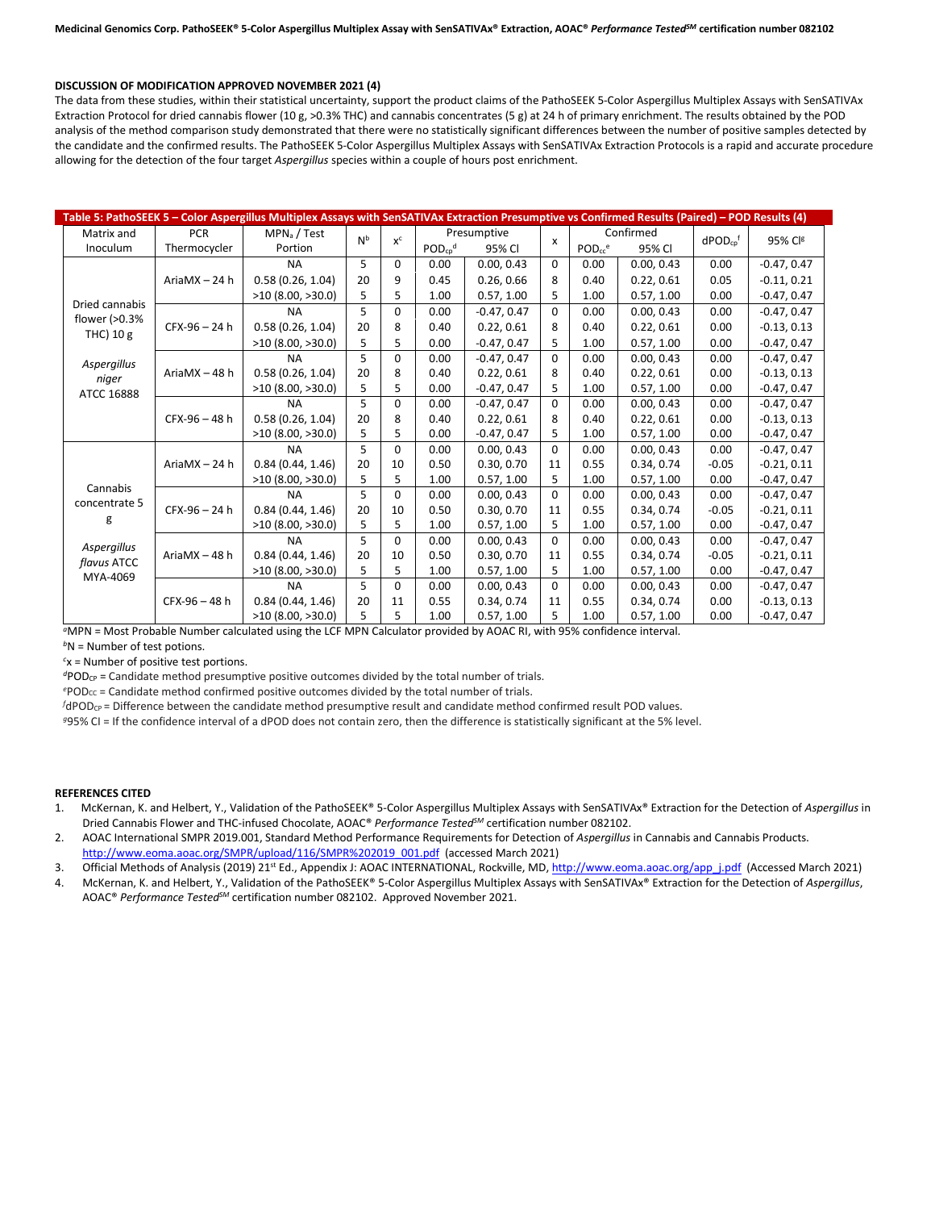### DISCUSSION OF MODIFICATION APPROVED NOVEMBER 2021 (4)

The data from these studies, within their statistical uncertainty, support the product claims of the PathoSEEK 5-Color Aspergillus Multiplex Assays with SenSATIVAx Extraction Protocol for dried cannabis flower (10 g, >0.3% THC) and cannabis concentrates (5 g) at 24 h of primary enrichment. The results obtained by the POD analysis of the method comparison study demonstrated that there were no statistically significant differences between the number of positive samples detected by the candidate and the confirmed results. The PathoSEEK 5-Color Aspergillus Multiplex Assays with SenSATIVAx Extraction Protocols is a rapid and accurate procedure allowing for the detection of the four target *Aspergillus* species within a couple of hours post enrichment.

**Table 5: PathoSEEK 5 – Color Aspergillus Multiplex Assays with SenSATIVAx Extraction Presumptive vs Confirmed Results (Paired) – POD Results (4)**

| Matrix and Inoculum | PCR Thermocycler | MPN[a] / Test Portion | N[b] | x[c] | Presumptive | | x | Confirmed | | $dPOD_{cp}$[f] | 95% CI[g] |
|---|---|---|---|---|---|---|---|---|---|---|---|
| | | | | | $POD_{cp}$[d] | 95% CI | | $POD_{cc}$[e] | 95% CI | | |
| Dried cannabis flower (>0.3% THC) 10 g *Aspergillus niger* ATCC 16888 | AriaMX – 24 h | NA | 5 | 0 | 0.00 | 0.00, 0.43 | 0 | 0.00 | 0.00, 0.43 | 0.00 | -0.47, 0.47 |
| | | 0.58 (0.26, 1.04) | 20 | 9 | 0.45 | 0.26, 0.66 | 8 | 0.40 | 0.22, 0.61 | 0.05 | -0.11, 0.21 |
| | | >10 (8.00, >30.0) | 5 | 5 | 1.00 | 0.57, 1.00 | 5 | 1.00 | 0.57, 1.00 | 0.00 | -0.47, 0.47 |
| | CFX-96 – 24 h | NA | 5 | 0 | 0.00 | -0.47, 0.47 | 0 | 0.00 | 0.00, 0.43 | 0.00 | -0.47, 0.47 |
| | | 0.58 (0.26, 1.04) | 20 | 8 | 0.40 | 0.22, 0.61 | 8 | 0.40 | 0.22, 0.61 | 0.00 | -0.13, 0.13 |
| | | >10 (8.00, >30.0) | 5 | 5 | 0.00 | -0.47, 0.47 | 5 | 1.00 | 0.57, 1.00 | 0.00 | -0.47, 0.47 |
| | AriaMX – 48 h | NA | 5 | 0 | 0.00 | -0.47, 0.47 | 0 | 0.00 | 0.00, 0.43 | 0.00 | -0.47, 0.47 |
| | | 0.58 (0.26, 1.04) | 20 | 8 | 0.40 | 0.22, 0.61 | 8 | 0.40 | 0.22, 0.61 | 0.00 | -0.13, 0.13 |
| | | >10 (8.00, >30.0) | 5 | 5 | 0.00 | -0.47, 0.47 | 5 | 1.00 | 0.57, 1.00 | 0.00 | -0.47, 0.47 |
| | CFX-96 – 48 h | NA | 5 | 0 | 0.00 | -0.47, 0.47 | 0 | 0.00 | 0.00, 0.43 | 0.00 | -0.47, 0.47 |
| | | 0.58 (0.26, 1.04) | 20 | 8 | 0.40 | 0.22, 0.61 | 8 | 0.40 | 0.22, 0.61 | 0.00 | -0.13, 0.13 |
| | | >10 (8.00, >30.0) | 5 | 5 | 0.00 | -0.47, 0.47 | 5 | 1.00 | 0.57, 1.00 | 0.00 | -0.47, 0.47 |
| Cannabis concentrate 5 g *Aspergillus flavus* ATCC MYA-4069 | AriaMX – 24 h | NA | 5 | 0 | 0.00 | 0.00, 0.43 | 0 | 0.00 | 0.00, 0.43 | 0.00 | -0.47, 0.47 |
| | | 0.84 (0.44, 1.46) | 20 | 10 | 0.50 | 0.30, 0.70 | 11 | 0.55 | 0.34, 0.74 | -0.05 | -0.21, 0.11 |
| | | >10 (8.00, >30.0) | 5 | 5 | 1.00 | 0.57, 1.00 | 5 | 1.00 | 0.57, 1.00 | 0.00 | -0.47, 0.47 |
| | CFX-96 – 24 h | NA | 5 | 0 | 0.00 | 0.00, 0.43 | 0 | 0.00 | 0.00, 0.43 | 0.00 | -0.47, 0.47 |
| | | 0.84 (0.44, 1.46) | 20 | 10 | 0.50 | 0.30, 0.70 | 11 | 0.55 | 0.34, 0.74 | -0.05 | -0.21, 0.11 |
| | | >10 (8.00, >30.0) | 5 | 5 | 1.00 | 0.57, 1.00 | 5 | 1.00 | 0.57, 1.00 | 0.00 | -0.47, 0.47 |
| | AriaMX – 48 h | NA | 5 | 0 | 0.00 | 0.00, 0.43 | 0 | 0.00 | 0.00, 0.43 | 0.00 | -0.47, 0.47 |
| | | 0.84 (0.44, 1.46) | 20 | 10 | 0.50 | 0.30, 0.70 | 11 | 0.55 | 0.34, 0.74 | -0.05 | -0.21, 0.11 |
| | | >10 (8.00, >30.0) | 5 | 5 | 1.00 | 0.57, 1.00 | 5 | 1.00 | 0.57, 1.00 | 0.00 | -0.47, 0.47 |
| | CFX-96 – 48 h | NA | 5 | 0 | 0.00 | 0.00, 0.43 | 0 | 0.00 | 0.00, 0.43 | 0.00 | -0.47, 0.47 |
| | | 0.84 (0.44, 1.46) | 20 | 11 | 0.55 | 0.34, 0.74 | 11 | 0.55 | 0.34, 0.74 | 0.00 | -0.13, 0.13 |
| | | >10 (8.00, >30.0) | 5 | 5 | 1.00 | 0.57, 1.00 | 5 | 1.00 | 0.57, 1.00 | 0.00 | -0.47, 0.47 |

[a]MPN = Most Probable Number calculated using the LCF MPN Calculator provided by AOAC RI, with 95% confidence interval.
[b]N = Number of test potions.
[c]x = Number of positive test portions.
[d]$POD_{CP}$ = Candidate method presumptive positive outcomes divided by the total number of trials.
[e]$POD_{CC}$ = Candidate method confirmed positive outcomes divided by the total number of trials.
[f]$dPOD_{CP}$ = Difference between the candidate method presumptive result and candidate method confirmed result POD values.
[g]95% CI = If the confidence interval of a dPOD does not contain zero, then the difference is statistically significant at the 5% level.

### REFERENCES CITED

1. McKernan, K. and Helbert, Y., Validation of the PathoSEEK® 5-Color Aspergillus Multiplex Assays with SenSATIVAx® Extraction for the Detection of *Aspergillus* in Dried Cannabis Flower and THC-infused Chocolate, AOAC® *Performance Tested*SM certification number 082102.
2. AOAC International SMPR 2019.001, Standard Method Performance Requirements for Detection of *Aspergillus* in Cannabis and Cannabis Products. http://www.eoma.aoac.org/SMPR/upload/116/SMPR%202019_001.pdf (accessed March 2021)
3. Official Methods of Analysis (2019) 21st Ed., Appendix J: AOAC INTERNATIONAL, Rockville, MD, http://www.eoma.aoac.org/app_j.pdf (Accessed March 2021)
4. McKernan, K. and Helbert, Y., Validation of the PathoSEEK® 5-Color Aspergillus Multiplex Assays with SenSATIVAx® Extraction for the Detection of *Aspergillus*, AOAC® *Performance Tested*SM certification number 082102. Approved November 2021.